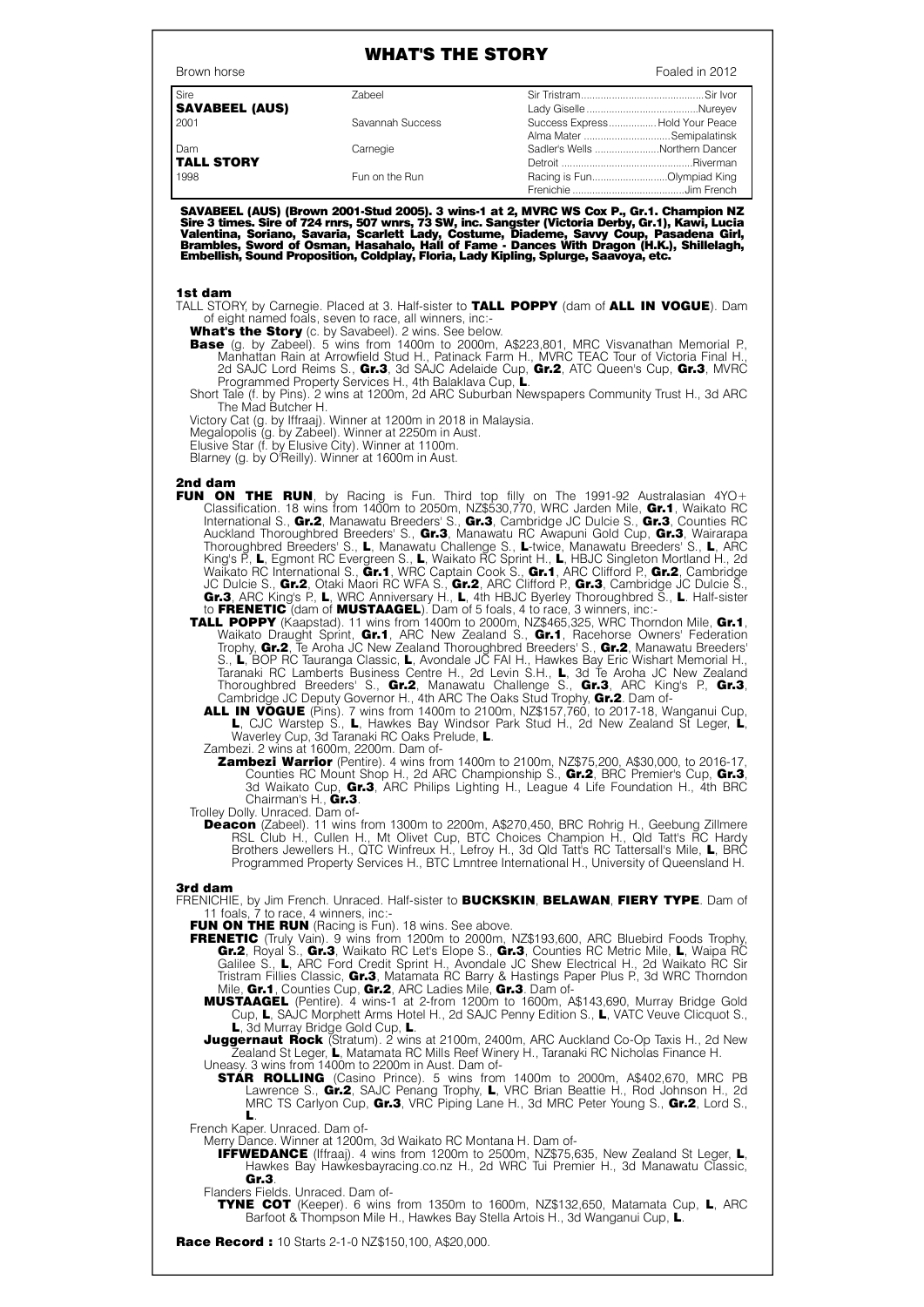# WHAT'S THE STORY

Brown horse — Foaled in 2012

| | | | |
|---|---|---|---|
| Sire | Zabeel | Sir Tristram | Sir Ivor |
| **SAVABEEL (AUS)** | | Lady Giselle | Nureyev |
| 2001 | Savannah Success | Success Express | Hold Your Peace |
| | | Alma Mater | Semipalatinsk |
| Dam | Carnegie | Sadler's Wells | Northern Dancer |
| **TALL STORY** | | Detroit | Riverman |
| 1998 | Fun on the Run | Racing is Fun | Olympiad King |
| | | Frenichie | Jim French |

**SAVABEEL (AUS) (Brown 2001-Stud 2005). 3 wins-1 at 2, MVRC WS Cox P., Gr.1. Champion NZ Sire 3 times. Sire of 724 rnrs, 507 wnrs, 73 SW, inc. Sangster (Victoria Derby, Gr.1), Kawi, Lucia Valentina, Soriano, Savaria, Scarlett Lady, Costume, Diademe, Savvy Coup, Pasadena Girl, Brambles, Sword of Osman, Hasahalo, Hall of Fame - Dances With Dragon (H.K.), Shillelagh, Embellish, Sound Proposition, Coldplay, Floria, Lady Kipling, Splurge, Saavoya, etc.**

## 1st dam

TALL STORY, by Carnegie. Placed at 3. Half-sister to **TALL POPPY** (dam of **ALL IN VOGUE**). Dam of eight named foals, seven to race, all winners, inc:-

**What's the Story** (c. by Savabeel). 2 wins. See below.

**Base** (g. by Zabeel). 5 wins from 1400m to 2000m, A$223,801, MRC Visvanathan Memorial P., Manhattan Rain at Arrowfield Stud H., Patinack Farm H., MVRC TEAC Tour of Victoria Final H., 2d SAJC Lord Reims S., **Gr.3**, 3d SAJC Adelaide Cup, **Gr.2**, ATC Queen's Cup, **Gr.3**, MVRC Programmed Property Services H., 4th Balaklava Cup, **L**.

Short Tale (f. by Pins). 2 wins at 1200m, 2d ARC Suburban Newspapers Community Trust H., 3d ARC The Mad Butcher H.

Victory Cat (g. by Iffraaj). Winner at 1200m in 2018 in Malaysia.

Megalopolis (g. by Zabeel). Winner at 2250m in Aust.

Elusive Star (f. by Elusive City). Winner at 1100m.

Blarney (g. by O'Reilly). Winner at 1600m in Aust.

## 2nd dam

**FUN ON THE RUN**, by Racing is Fun. Third top filly on The 1991-92 Australasian 4YO+ Classification. 18 wins from 1400m to 2050m, NZ$530,770, WRC Jarden Mile, **Gr.1**, Waikato RC International S., **Gr.2**, Manawatu Breeders' S., **Gr.3**, Cambridge JC Dulcie S., **Gr.3**, Counties RC Auckland Thoroughbred Breeders' S., **Gr.3**, Manawatu RC Awapuni Gold Cup, **Gr.3**, Wairarapa Thoroughbred Breeders' S., **L**, Manawatu Challenge S., **L**-twice, Manawatu Breeders' S., **L**, ARC King's P., **L**, Egmont RC Evergreen S., **L**, Waikato RC Sprint H., **L**, HBJC Singleton Mortland H., 2d Waikato RC International S., **Gr.1**, WRC Captain Cook S., **Gr.1**, ARC Clifford P., **Gr.2**, Cambridge JC Dulcie S., **Gr.2**, Otaki Maori RC WFA S., **Gr.2**, ARC Clifford P., **Gr.3**, Cambridge JC Dulcie S., **Gr.3**, ARC King's P., **L**, WRC Anniversary H., **L**, 4th HBJC Byerley Thoroughbred S., **L**. Half-sister to **FRENETIC** (dam of **MUSTAAGEL**). Dam of 5 foals, 4 to race, 3 winners, inc:-

**TALL POPPY** (Kaapstad). 11 wins from 1400m to 2000m, NZ$465,325, WRC Thorndon Mile, **Gr.1**, Waikato Draught Sprint, **Gr.1**, ARC New Zealand S., **Gr.1**, Racehorse Owners' Federation Trophy, **Gr.2**, Te Aroha JC New Zealand Thoroughbred Breeders' S., **Gr.2**, Manawatu Breeders' S., **L**, BOP RC Tauranga Classic, **L**, Avondale JC FAI H., Hawkes Bay Eric Wishart Memorial H., Taranaki RC Lamberts Business Centre H., 2d Levin S.H., **L**, 3d Te Aroha JC New Zealand Thoroughbred Breeders' S., **Gr.2**, Manawatu Challenge S., **Gr.3**, ARC King's P., **Gr.3**, Cambridge JC Deputy Governor H., 4th ARC The Oaks Stud Trophy, **Gr.2**. Dam of-

**ALL IN VOGUE** (Pins). 7 wins from 1400m to 2100m, NZ$157,760, to 2017-18, Wanganui Cup, **L**, CJC Warstep S., **L**, Hawkes Bay Windsor Park Stud H., 2d New Zealand St Leger, **L**, Waverley Cup, 3d Taranaki RC Oaks Prelude, **L**.

Zambezi. 2 wins at 1600m, 2200m. Dam of-

**Zambezi Warrior** (Pentire). 4 wins from 1400m to 2100m, NZ$75,200, A$30,000, to 2016-17, Counties RC Mount Shop H., 2d ARC Championship S., **Gr.2**, BRC Premier's Cup, **Gr.3**, 3d Waikato Cup, **Gr.3**, ARC Philips Lighting H., League 4 Life Foundation H., 4th BRC Chairman's H., **Gr.3**.

Trolley Dolly. Unraced. Dam of-

**Deacon** (Zabeel). 11 wins from 1300m to 2200m, A$270,450, BRC Rohrig H., Geebung Zillmere RSL Club H., Cullen H., Mt Olivet Cup, BTC Choices Champion H., Qld Tatt's RC Hardy Brothers Jewellers H., QTC Winfreux H., Lefroy H., 3d Qld Tatt's RC Tattersall's Mile, **L**, BRC Programmed Property Services H., BTC Lmntree International H., University of Queensland H.

## 3rd dam

FRENICHIE, by Jim French. Unraced. Half-sister to **BUCKSKIN**, **BELAWAN**, **FIERY TYPE**. Dam of 11 foals, 7 to race, 4 winners, inc:-

**FUN ON THE RUN** (Racing is Fun). 18 wins. See above.

**FRENETIC** (Truly Vain). 9 wins from 1200m to 2000m, NZ$193,600, ARC Bluebird Foods Trophy, **Gr.2**, Royal S., **Gr.3**, Waikato RC Let's Elope S., **Gr.3**, Counties RC Metric Mile, **L**, Waipa RC Galilee S., **L**, ARC Ford Credit Sprint H., Avondale JC Shew Electrical H., 2d Waikato RC Sir Tristram Fillies Classic, **Gr.3**, Matamata RC Barry & Hastings Paper Plus P., 3d WRC Thorndon Mile, **Gr.1**, Counties Cup, **Gr.2**, ARC Ladies Mile, **Gr.3**. Dam of-

**MUSTAAGEL** (Pentire). 4 wins-1 at 2-from 1200m to 1600m, A$143,690, Murray Bridge Gold Cup, **L**, SAJC Morphett Arms Hotel H., 2d SAJC Penny Edition S., **L**, VATC Veuve Clicquot S., **L**, 3d Murray Bridge Gold Cup, **L**.

**Juggernaut Rock** (Stratum). 2 wins at 2100m, 2400m, ARC Auckland Co-Op Taxis H., 2d New Zealand St Leger, **L**, Matamata RC Mills Reef Winery H., Taranaki RC Nicholas Finance H.

Uneasy. 3 wins from 1400m to 2200m in Aust. Dam of-

**STAR ROLLING** (Casino Prince). 5 wins from 1400m to 2000m, A$402,670, MRC PB Lawrence S., **Gr.2**, SAJC Penang Trophy, **L**, VRC Brian Beattie H., Rod Johnson H., 2d MRC TS Carlyon Cup, **Gr.3**, VRC Piping Lane H., 3d MRC Peter Young S., **Gr.2**, Lord S., **L**.

French Kaper. Unraced. Dam of-

Merry Dance. Winner at 1200m, 3d Waikato RC Montana H. Dam of-

**IFFWEDANCE** (Iffraaj). 4 wins from 1200m to 2500m, NZ$75,635, New Zealand St Leger, **L**, Hawkes Bay Hawkesbayracing.co.nz H., 2d WRC Tui Premier H., 3d Manawatu Classic, **Gr.3**.

Flanders Fields. Unraced. Dam of-

**TYNE COT** (Keeper). 6 wins from 1350m to 1600m, NZ$132,650, Matamata Cup, **L**, ARC Barfoot & Thompson Mile H., Hawkes Bay Stella Artois H., 3d Wanganui Cup, **L**.

**Race Record :** 10 Starts 2-1-0 NZ$150,100, A$20,000.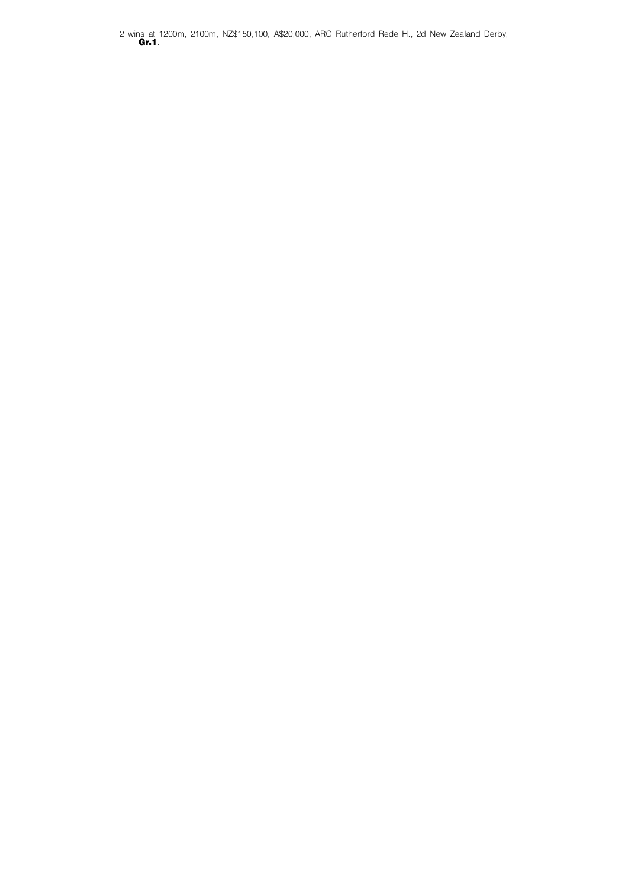2 wins at 1200m, 2100m, NZ$150,100, A$20,000, ARC Rutherford Rede H., 2d New Zealand Derby, **Gr.1**.